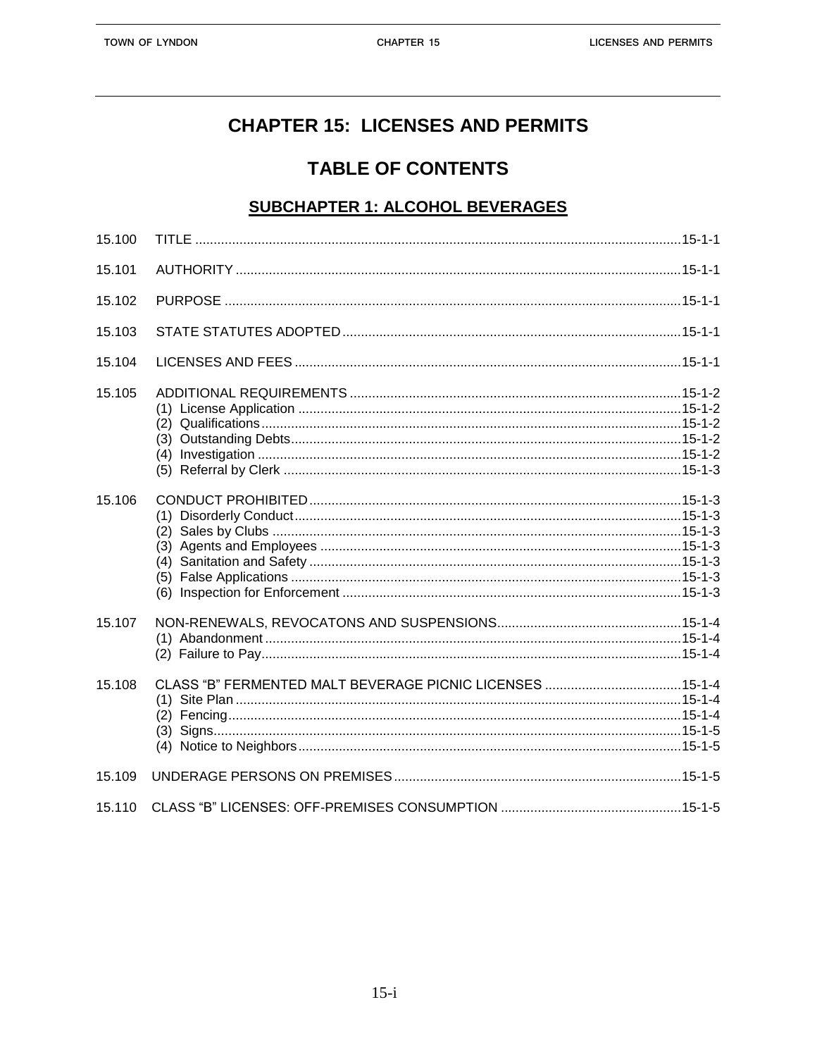# CHAPTER 15: LICENSES AND PERMITS

## TABLE OF CONTENTS

### SUBCHAPTER 1: ALCOHOL BEVERAGES

| | | |
|---|---|---|
| 15.100 | TITLE | 15-1-1 |
| 15.101 | AUTHORITY | 15-1-1 |
| 15.102 | PURPOSE | 15-1-1 |
| 15.103 | STATE STATUTES ADOPTED | 15-1-1 |
| 15.104 | LICENSES AND FEES | 15-1-1 |
| 15.105 | ADDITIONAL REQUIREMENTS | 15-1-2 |
| | (1) License Application | 15-1-2 |
| | (2) Qualifications | 15-1-2 |
| | (3) Outstanding Debts | 15-1-2 |
| | (4) Investigation | 15-1-2 |
| | (5) Referral by Clerk | 15-1-3 |
| 15.106 | CONDUCT PROHIBITED | 15-1-3 |
| | (1) Disorderly Conduct | 15-1-3 |
| | (2) Sales by Clubs | 15-1-3 |
| | (3) Agents and Employees | 15-1-3 |
| | (4) Sanitation and Safety | 15-1-3 |
| | (5) False Applications | 15-1-3 |
| | (6) Inspection for Enforcement | 15-1-3 |
| 15.107 | NON-RENEWALS, REVOCATONS AND SUSPENSIONS | 15-1-4 |
| | (1) Abandonment | 15-1-4 |
| | (2) Failure to Pay | 15-1-4 |
| 15.108 | CLASS "B" FERMENTED MALT BEVERAGE PICNIC LICENSES | 15-1-4 |
| | (1) Site Plan | 15-1-4 |
| | (2) Fencing | 15-1-4 |
| | (3) Signs | 15-1-5 |
| | (4) Notice to Neighbors | 15-1-5 |
| 15.109 | UNDERAGE PERSONS ON PREMISES | 15-1-5 |
| 15.110 | CLASS "B" LICENSES: OFF-PREMISES CONSUMPTION | 15-1-5 |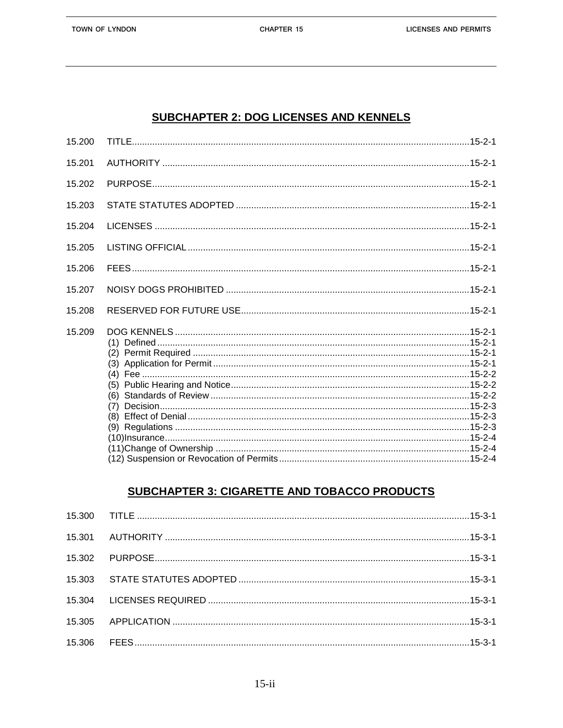## SUBCHAPTER 2: DOG LICENSES AND KENNELS

| | | |
|---|---|---|
| 15.200 | TITLE | 15-2-1 |
| 15.201 | AUTHORITY | 15-2-1 |
| 15.202 | PURPOSE | 15-2-1 |
| 15.203 | STATE STATUTES ADOPTED | 15-2-1 |
| 15.204 | LICENSES | 15-2-1 |
| 15.205 | LISTING OFFICIAL | 15-2-1 |
| 15.206 | FEES | 15-2-1 |
| 15.207 | NOISY DOGS PROHIBITED | 15-2-1 |
| 15.208 | RESERVED FOR FUTURE USE | 15-2-1 |
| 15.209 | DOG KENNELS | 15-2-1 |
| | (1) Defined | 15-2-1 |
| | (2) Permit Required | 15-2-1 |
| | (3) Application for Permit | 15-2-1 |
| | (4) Fee | 15-2-2 |
| | (5) Public Hearing and Notice | 15-2-2 |
| | (6) Standards of Review | 15-2-2 |
| | (7) Decision | 15-2-3 |
| | (8) Effect of Denial | 15-2-3 |
| | (9) Regulations | 15-2-3 |
| | (10)Insurance | 15-2-4 |
| | (11)Change of Ownership | 15-2-4 |
| | (12) Suspension or Revocation of Permits | 15-2-4 |

## SUBCHAPTER 3: CIGARETTE AND TOBACCO PRODUCTS

| | | |
|---|---|---|
| 15.300 | TITLE | 15-3-1 |
| 15.301 | AUTHORITY | 15-3-1 |
| 15.302 | PURPOSE | 15-3-1 |
| 15.303 | STATE STATUTES ADOPTED | 15-3-1 |
| 15.304 | LICENSES REQUIRED | 15-3-1 |
| 15.305 | APPLICATION | 15-3-1 |
| 15.306 | FEES | 15-3-1 |